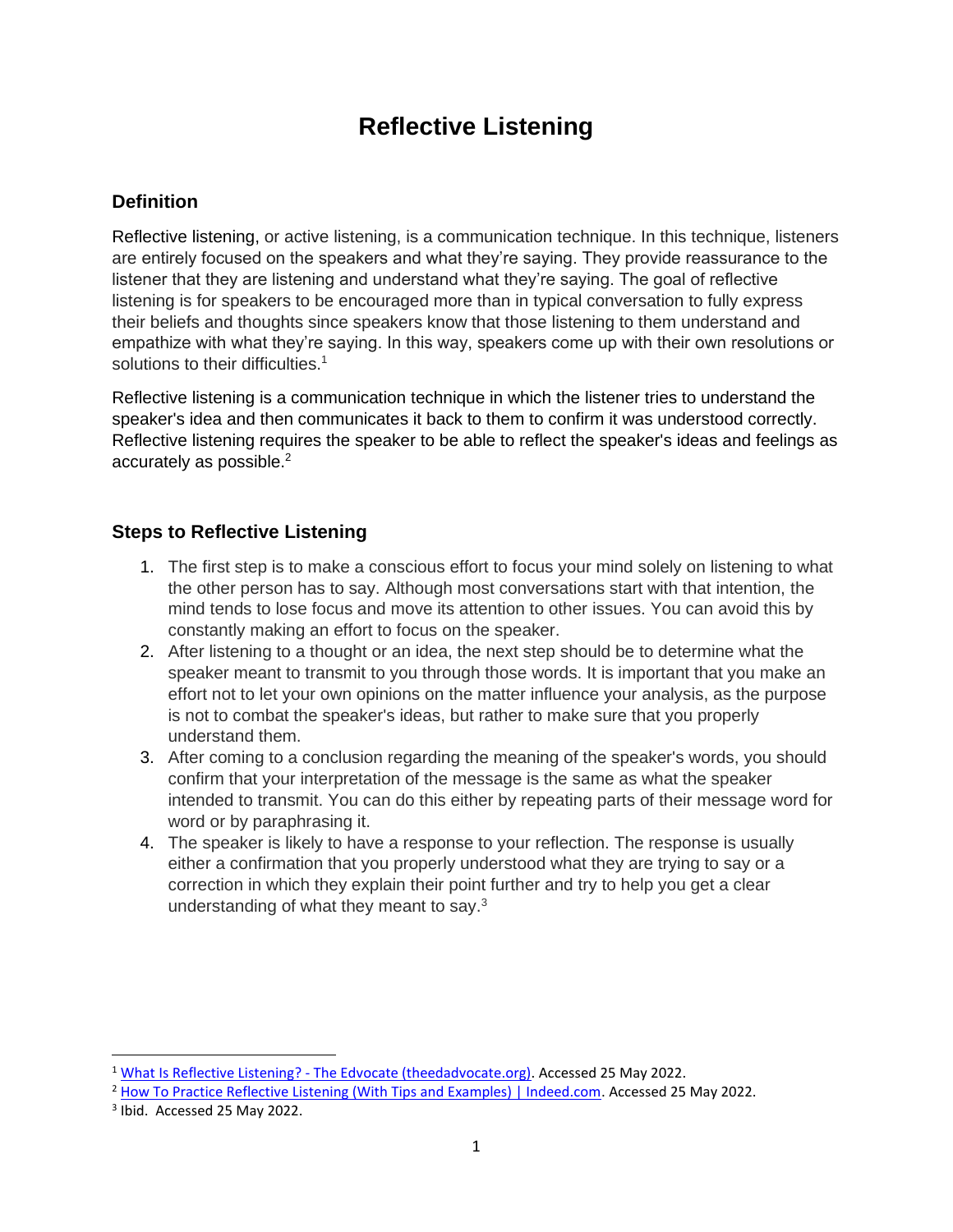# Reflective Listening

## Definition

Reflective listening, or active listening, is a communication technique. In this technique, listeners are entirely focused on the speakers and what they're saying. They provide reassurance to the listener that they are listening and understand what they're saying. The goal of reflective listening is for speakers to be encouraged more than in typical conversation to fully express their beliefs and thoughts since speakers know that those listening to them understand and empathize with what they're saying. In this way, speakers come up with their own resolutions or solutions to their difficulties.[1]

Reflective listening is a communication technique in which the listener tries to understand the speaker's idea and then communicates it back to them to confirm it was understood correctly. Reflective listening requires the speaker to be able to reflect the speaker's ideas and feelings as accurately as possible.[2]

## Steps to Reflective Listening

1. The first step is to make a conscious effort to focus your mind solely on listening to what the other person has to say. Although most conversations start with that intention, the mind tends to lose focus and move its attention to other issues. You can avoid this by constantly making an effort to focus on the speaker.
2. After listening to a thought or an idea, the next step should be to determine what the speaker meant to transmit to you through those words. It is important that you make an effort not to let your own opinions on the matter influence your analysis, as the purpose is not to combat the speaker's ideas, but rather to make sure that you properly understand them.
3. After coming to a conclusion regarding the meaning of the speaker's words, you should confirm that your interpretation of the message is the same as what the speaker intended to transmit. You can do this either by repeating parts of their message word for word or by paraphrasing it.
4. The speaker is likely to have a response to your reflection. The response is usually either a confirmation that you properly understood what they are trying to say or a correction in which they explain their point further and try to help you get a clear understanding of what they meant to say.[3]

---

[1] What Is Reflective Listening? - The Edvocate (theedadvocate.org). Accessed 25 May 2022.

[2] How To Practice Reflective Listening (With Tips and Examples) | Indeed.com. Accessed 25 May 2022.

[3] Ibid. Accessed 25 May 2022.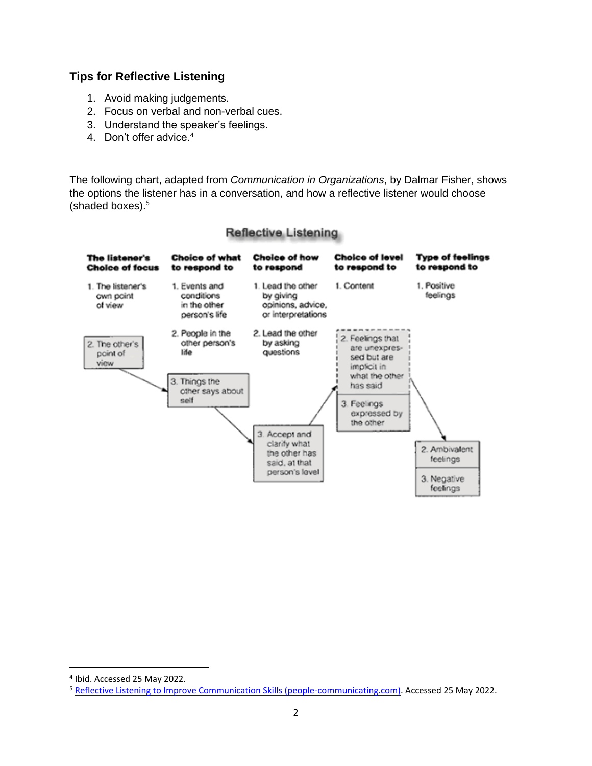### Tips for Reflective Listening

1. Avoid making judgements.
2. Focus on verbal and non-verbal cues.
3. Understand the speaker's feelings.
4. Don't offer advice.[4]

The following chart, adapted from *Communication in Organizations*, by Dalmar Fisher, shows the options the listener has in a conversation, and how a reflective listener would choose (shaded boxes).[5]

Reflective Listening

The listener's Choice of focus

1. The listener's own point of view

2. The other's point of view

Choice of what to respond to

1. Events and conditions in the other person's life

2. People in the other person's life

3. Things the other says about self

Choice of how to respond

1. Lead the other by giving opinions, advice, or interpretations

2. Lead the other by asking questions

3. Accept and clarify what the other has said, at that person's level

Choice of level to respond to

1. Content

2. Feelings that are unexpressed but are implicit in what the other has said

3. Feelings expressed by the other

Type of feelings to respond to

1. Positive feelings

2. Ambivalent feelings

3. Negative feelings

---

[4] Ibid. Accessed 25 May 2022.

[5] Reflective Listening to Improve Communication Skills (people-communicating.com). Accessed 25 May 2022.